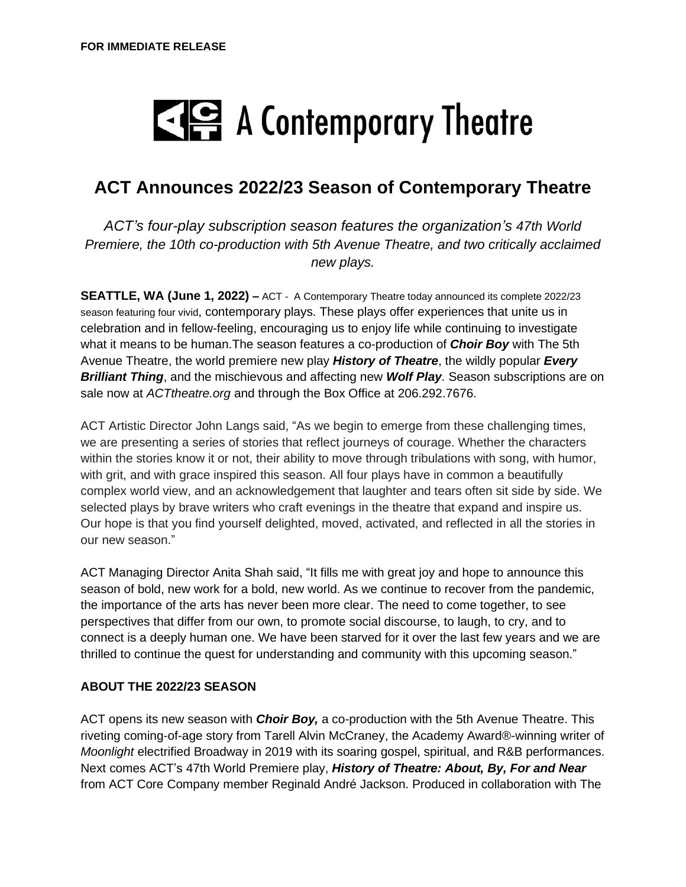**FOR IMMEDIATE RELEASE**

A Contemporary Theatre

# ACT Announces 2022/23 Season of Contemporary Theatre

*ACT's four-play subscription season features the organization's 47th World Premiere, the 10th co-production with 5th Avenue Theatre, and two critically acclaimed new plays.*

**SEATTLE, WA (June 1, 2022) –** ACT - A Contemporary Theatre today announced its complete 2022/23 season featuring four vivid, contemporary plays. These plays offer experiences that unite us in celebration and in fellow-feeling, encouraging us to enjoy life while continuing to investigate what it means to be human.The season features a co-production of ***Choir Boy*** with The 5th Avenue Theatre, the world premiere new play ***History of Theatre***, the wildly popular ***Every Brilliant Thing***, and the mischievous and affecting new ***Wolf Play***. Season subscriptions are on sale now at *ACTtheatre.org* and through the Box Office at 206.292.7676.

ACT Artistic Director John Langs said, "As we begin to emerge from these challenging times, we are presenting a series of stories that reflect journeys of courage. Whether the characters within the stories know it or not, their ability to move through tribulations with song, with humor, with grit, and with grace inspired this season. All four plays have in common a beautifully complex world view, and an acknowledgement that laughter and tears often sit side by side. We selected plays by brave writers who craft evenings in the theatre that expand and inspire us. Our hope is that you find yourself delighted, moved, activated, and reflected in all the stories in our new season."

ACT Managing Director Anita Shah said, "It fills me with great joy and hope to announce this season of bold, new work for a bold, new world. As we continue to recover from the pandemic, the importance of the arts has never been more clear. The need to come together, to see perspectives that differ from our own, to promote social discourse, to laugh, to cry, and to connect is a deeply human one. We have been starved for it over the last few years and we are thrilled to continue the quest for understanding and community with this upcoming season."

**ABOUT THE 2022/23 SEASON**

ACT opens its new season with ***Choir Boy,*** a co-production with the 5th Avenue Theatre. This riveting coming-of-age story from Tarell Alvin McCraney, the Academy Award®-winning writer of *Moonlight* electrified Broadway in 2019 with its soaring gospel, spiritual, and R&B performances. Next comes ACT's 47th World Premiere play, ***History of Theatre: About, By, For and Near*** from ACT Core Company member Reginald André Jackson. Produced in collaboration with The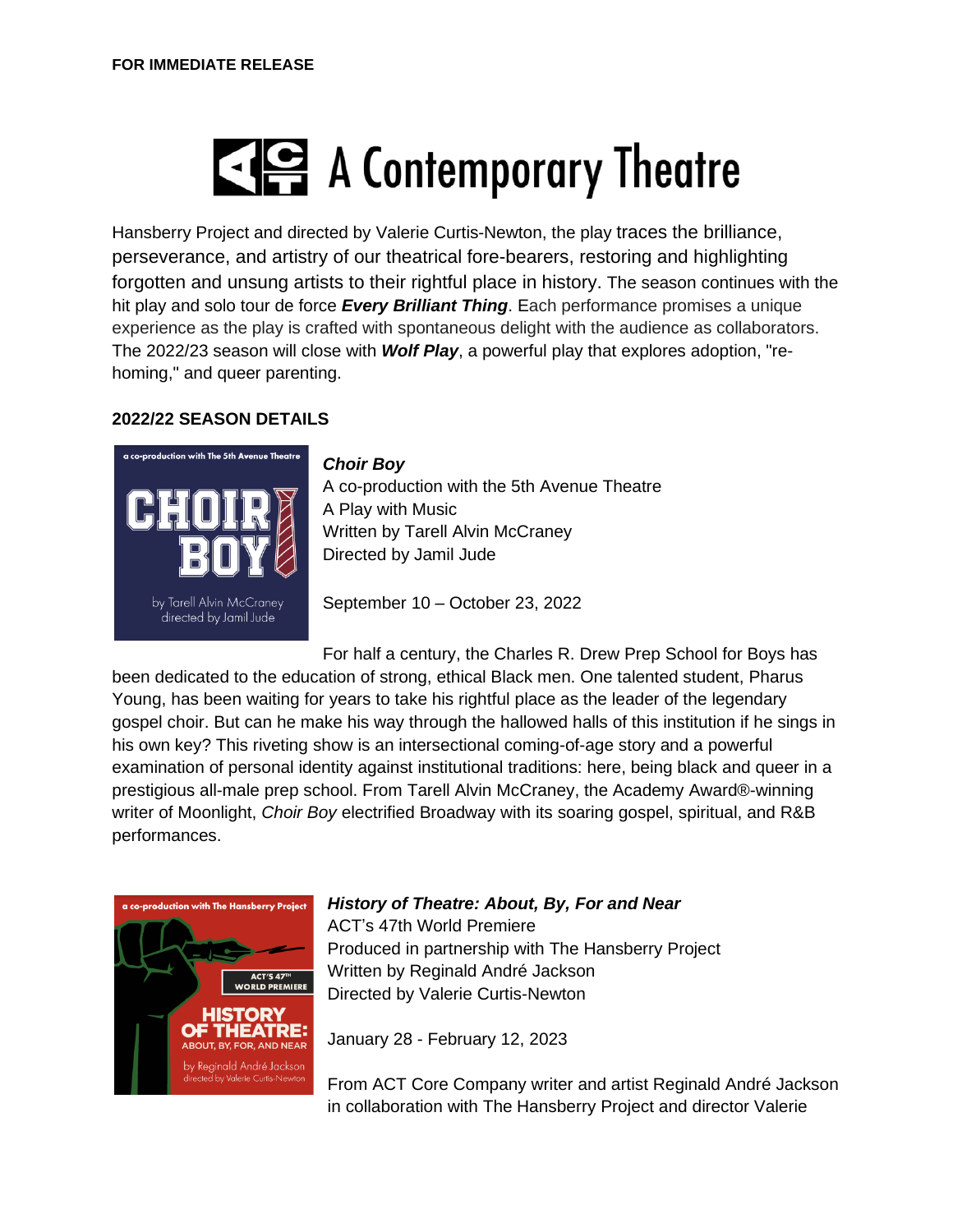**FOR IMMEDIATE RELEASE**

# A Contemporary Theatre

Hansberry Project and directed by Valerie Curtis-Newton, the play traces the brilliance, perseverance, and artistry of our theatrical fore-bearers, restoring and highlighting forgotten and unsung artists to their rightful place in history. The season continues with the hit play and solo tour de force ***Every Brilliant Thing***. Each performance promises a unique experience as the play is crafted with spontaneous delight with the audience as collaborators. The 2022/23 season will close with ***Wolf Play***, a powerful play that explores adoption, "re-homing," and queer parenting.

## 2022/22 SEASON DETAILS

***Choir Boy***
A co-production with the 5th Avenue Theatre
A Play with Music
Written by Tarell Alvin McCraney
Directed by Jamil Jude

September 10 – October 23, 2022

For half a century, the Charles R. Drew Prep School for Boys has been dedicated to the education of strong, ethical Black men. One talented student, Pharus Young, has been waiting for years to take his rightful place as the leader of the legendary gospel choir. But can he make his way through the hallowed halls of this institution if he sings in his own key? This riveting show is an intersectional coming-of-age story and a powerful examination of personal identity against institutional traditions: here, being black and queer in a prestigious all-male prep school. From Tarell Alvin McCraney, the Academy Award®-winning writer of Moonlight, *Choir Boy* electrified Broadway with its soaring gospel, spiritual, and R&B performances.

***History of Theatre: About, By, For and Near***
ACT's 47th World Premiere
Produced in partnership with The Hansberry Project
Written by Reginald André Jackson
Directed by Valerie Curtis-Newton

January 28 - February 12, 2023

From ACT Core Company writer and artist Reginald André Jackson in collaboration with The Hansberry Project and director Valerie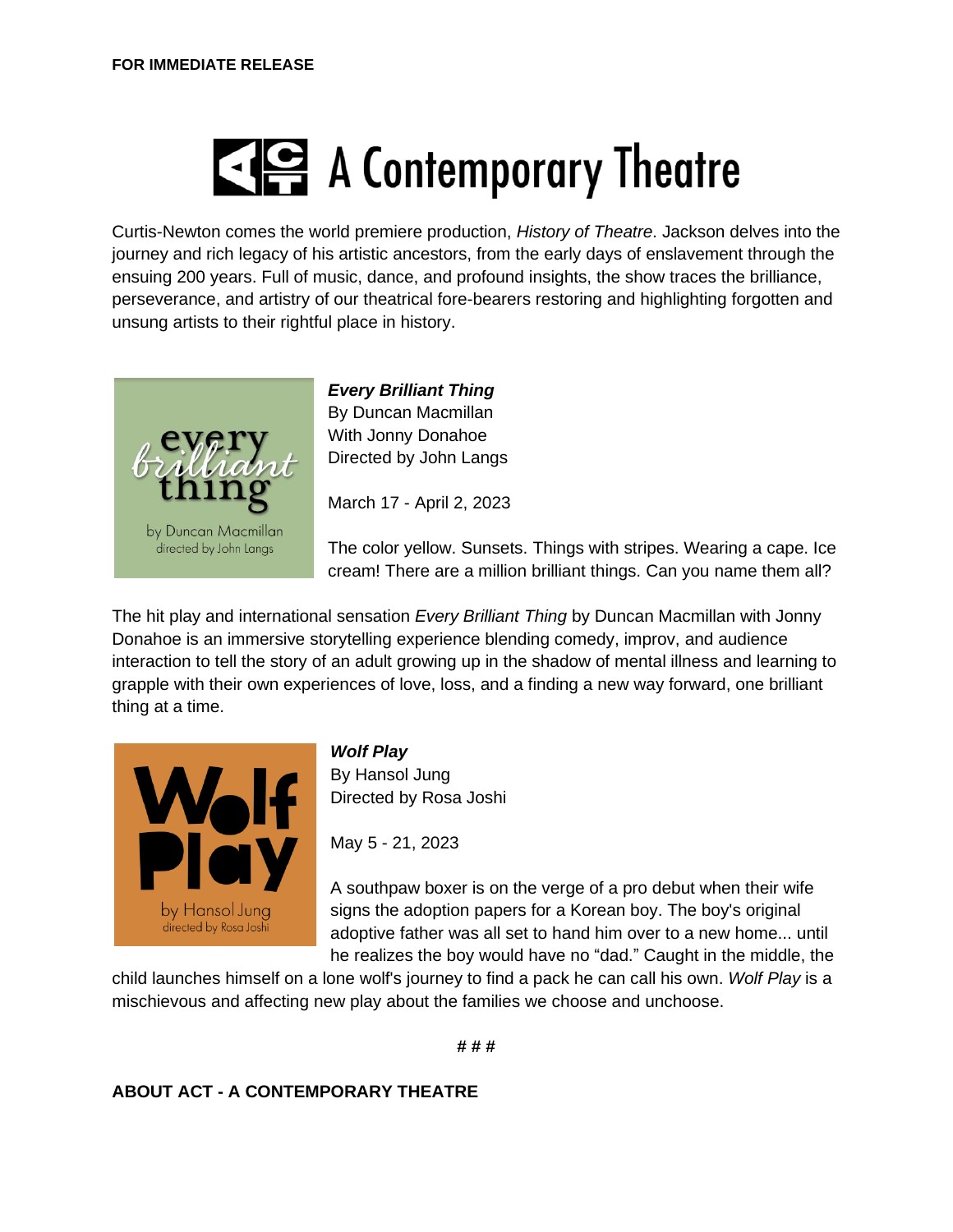**FOR IMMEDIATE RELEASE**

# A Contemporary Theatre

Curtis-Newton comes the world premiere production, *History of Theatre*. Jackson delves into the journey and rich legacy of his artistic ancestors, from the early days of enslavement through the ensuing 200 years. Full of music, dance, and profound insights, the show traces the brilliance, perseverance, and artistry of our theatrical fore-bearers restoring and highlighting forgotten and unsung artists to their rightful place in history.

***Every Brilliant Thing***
By Duncan Macmillan
With Jonny Donahoe
Directed by John Langs

March 17 - April 2, 2023

The color yellow. Sunsets. Things with stripes. Wearing a cape. Ice cream! There are a million brilliant things. Can you name them all?

The hit play and international sensation *Every Brilliant Thing* by Duncan Macmillan with Jonny Donahoe is an immersive storytelling experience blending comedy, improv, and audience interaction to tell the story of an adult growing up in the shadow of mental illness and learning to grapple with their own experiences of love, loss, and a finding a new way forward, one brilliant thing at a time.

***Wolf Play***
By Hansol Jung
Directed by Rosa Joshi

May 5 - 21, 2023

A southpaw boxer is on the verge of a pro debut when their wife signs the adoption papers for a Korean boy. The boy's original adoptive father was all set to hand him over to a new home... until he realizes the boy would have no "dad." Caught in the middle, the child launches himself on a lone wolf's journey to find a pack he can call his own. *Wolf Play* is a mischievous and affecting new play about the families we choose and unchoose.

# # #

**ABOUT ACT - A CONTEMPORARY THEATRE**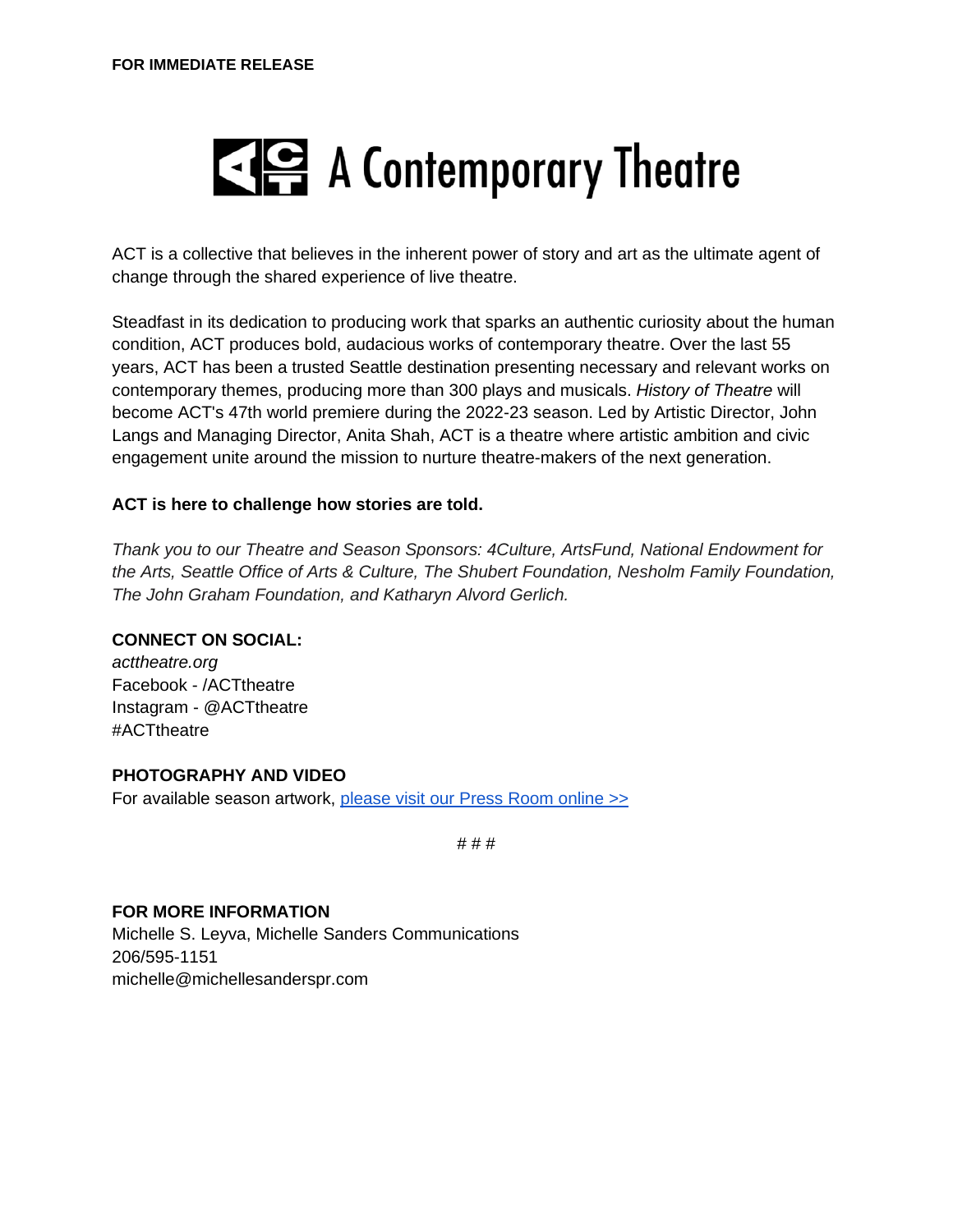**FOR IMMEDIATE RELEASE**

# A Contemporary Theatre

ACT is a collective that believes in the inherent power of story and art as the ultimate agent of change through the shared experience of live theatre.

Steadfast in its dedication to producing work that sparks an authentic curiosity about the human condition, ACT produces bold, audacious works of contemporary theatre. Over the last 55 years, ACT has been a trusted Seattle destination presenting necessary and relevant works on contemporary themes, producing more than 300 plays and musicals. *History of Theatre* will become ACT's 47th world premiere during the 2022-23 season. Led by Artistic Director, John Langs and Managing Director, Anita Shah, ACT is a theatre where artistic ambition and civic engagement unite around the mission to nurture theatre-makers of the next generation.

**ACT is here to challenge how stories are told.**

*Thank you to our Theatre and Season Sponsors: 4Culture, ArtsFund, National Endowment for the Arts, Seattle Office of Arts & Culture, The Shubert Foundation, Nesholm Family Foundation, The John Graham Foundation, and Katharyn Alvord Gerlich.*

**CONNECT ON SOCIAL:**
*acttheatre.org*
Facebook - /ACTtheatre
Instagram - @ACTtheatre
#ACTtheatre

**PHOTOGRAPHY AND VIDEO**
For available season artwork, [please visit our Press Room online >>]()

# # #

**FOR MORE INFORMATION**
Michelle S. Leyva, Michelle Sanders Communications
206/595-1151
michelle@michellesanderspr.com